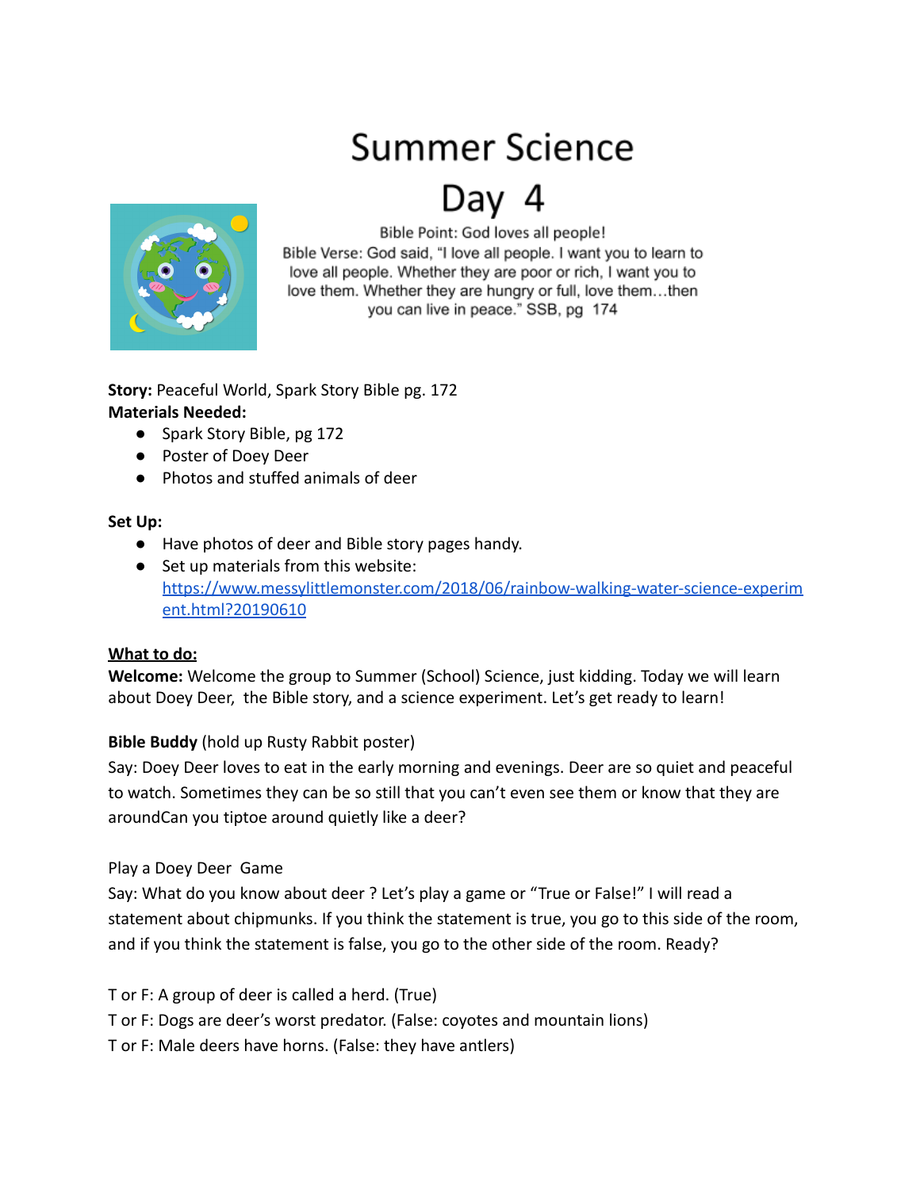# Summer Science

# Day 4

Bible Point: God loves all people!

Bible Verse: God said, "I love all people. I want you to learn to love all people. Whether they are poor or rich, I want you to love them. Whether they are hungry or full, love them…then you can live in peace." SSB, pg 174

**Story:** Peaceful World, Spark Story Bible pg. 172

**Materials Needed:**

- Spark Story Bible, pg 172
- Poster of Doey Deer
- Photos and stuffed animals of deer

**Set Up:**

- Have photos of deer and Bible story pages handy.
- Set up materials from this website: [https://www.messylittlemonster.com/2018/06/rainbow-walking-water-science-experiment.html?20190610](https://www.messylittlemonster.com/2018/06/rainbow-walking-water-science-experiment.html?20190610)

**<u>What to do:</u>**

**Welcome:** Welcome the group to Summer (School) Science, just kidding. Today we will learn about Doey Deer, the Bible story, and a science experiment. Let's get ready to learn!

**Bible Buddy** (hold up Rusty Rabbit poster)

Say: Doey Deer loves to eat in the early morning and evenings. Deer are so quiet and peaceful to watch. Sometimes they can be so still that you can't even see them or know that they are aroundCan you tiptoe around quietly like a deer?

Play a Doey Deer Game

Say: What do you know about deer ? Let's play a game or "True or False!" I will read a statement about chipmunks. If you think the statement is true, you go to this side of the room, and if you think the statement is false, you go to the other side of the room. Ready?

T or F: A group of deer is called a herd. (True)

T or F: Dogs are deer's worst predator. (False: coyotes and mountain lions)

T or F: Male deers have horns. (False: they have antlers)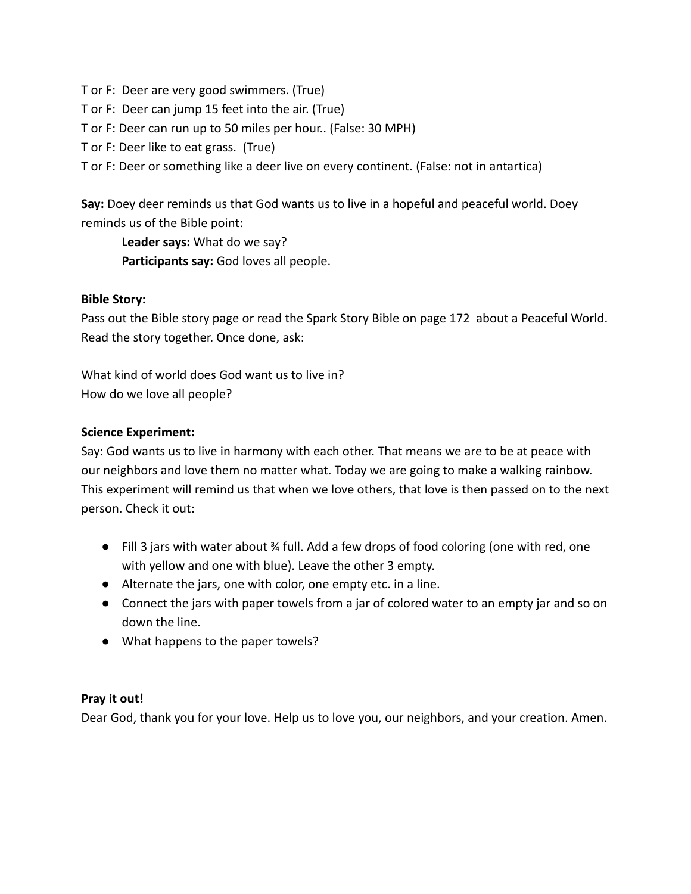T or F: Deer are very good swimmers. (True)
T or F: Deer can jump 15 feet into the air. (True)
T or F: Deer can run up to 50 miles per hour.. (False: 30 MPH)
T or F: Deer like to eat grass. (True)
T or F: Deer or something like a deer live on every continent. (False: not in antartica)

**Say:** Doey deer reminds us that God wants us to live in a hopeful and peaceful world. Doey reminds us of the Bible point:

> **Leader says:** What do we say?
> **Participants say:** God loves all people.

**Bible Story:**
Pass out the Bible story page or read the Spark Story Bible on page 172 about a Peaceful World. Read the story together. Once done, ask:

What kind of world does God want us to live in?
How do we love all people?

**Science Experiment:**
Say: God wants us to live in harmony with each other. That means we are to be at peace with our neighbors and love them no matter what. Today we are going to make a walking rainbow. This experiment will remind us that when we love others, that love is then passed on to the next person. Check it out:

- Fill 3 jars with water about ¾ full. Add a few drops of food coloring (one with red, one with yellow and one with blue). Leave the other 3 empty.
- Alternate the jars, one with color, one empty etc. in a line.
- Connect the jars with paper towels from a jar of colored water to an empty jar and so on down the line.
- What happens to the paper towels?

**Pray it out!**
Dear God, thank you for your love. Help us to love you, our neighbors, and your creation. Amen.